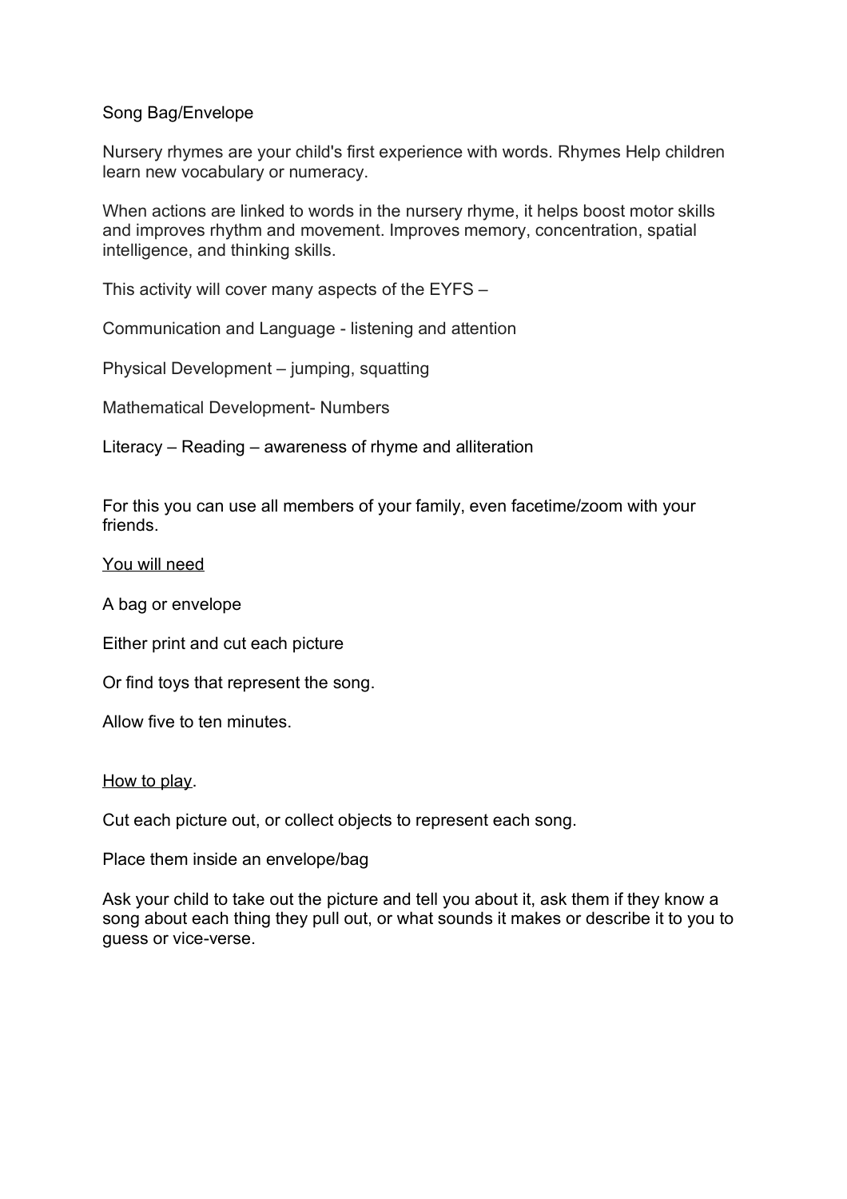# Song Bag/Envelope

Nursery rhymes are your child's first experience with words. Rhymes Help children learn new vocabulary or numeracy.

When actions are linked to words in the nursery rhyme, it helps boost motor skills and improves rhythm and movement. Improves memory, concentration, spatial intelligence, and thinking skills.

This activity will cover many aspects of the EYFS –

Communication and Language - listening and attention

Physical Development – jumping, squatting

Mathematical Development- Numbers

Literacy – Reading – awareness of rhyme and alliteration

For this you can use all members of your family, even facetime/zoom with your friends.

<u>You will need</u>

A bag or envelope

Either print and cut each picture

Or find toys that represent the song.

Allow five to ten minutes.

<u>How to play</u>.

Cut each picture out, or collect objects to represent each song.

Place them inside an envelope/bag

Ask your child to take out the picture and tell you about it, ask them if they know a song about each thing they pull out, or what sounds it makes or describe it to you to guess or vice-verse.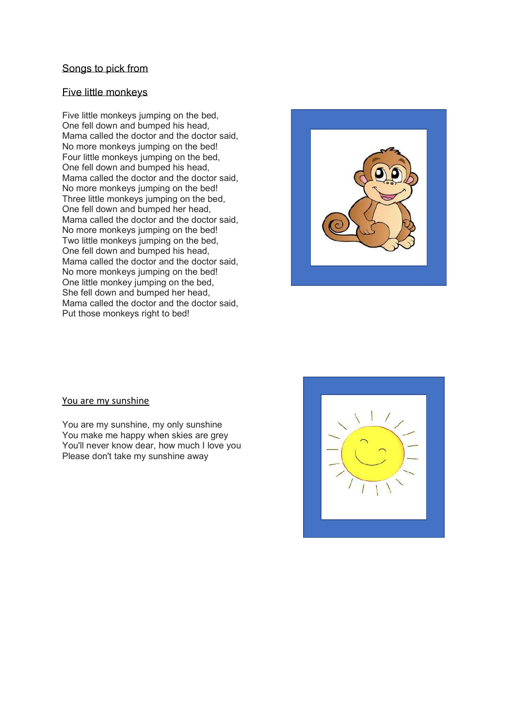## Songs to pick from

### Five little monkeys

Five little monkeys jumping on the bed,
One fell down and bumped his head,
Mama called the doctor and the doctor said,
No more monkeys jumping on the bed!
Four little monkeys jumping on the bed,
One fell down and bumped his head,
Mama called the doctor and the doctor said,
No more monkeys jumping on the bed!
Three little monkeys jumping on the bed,
One fell down and bumped her head,
Mama called the doctor and the doctor said,
No more monkeys jumping on the bed!
Two little monkeys jumping on the bed,
One fell down and bumped his head,
Mama called the doctor and the doctor said,
No more monkeys jumping on the bed!
One little monkey jumping on the bed,
She fell down and bumped her head,
Mama called the doctor and the doctor said,
Put those monkeys right to bed!

### You are my sunshine

You are my sunshine, my only sunshine
You make me happy when skies are grey
You'll never know dear, how much I love you
Please don't take my sunshine away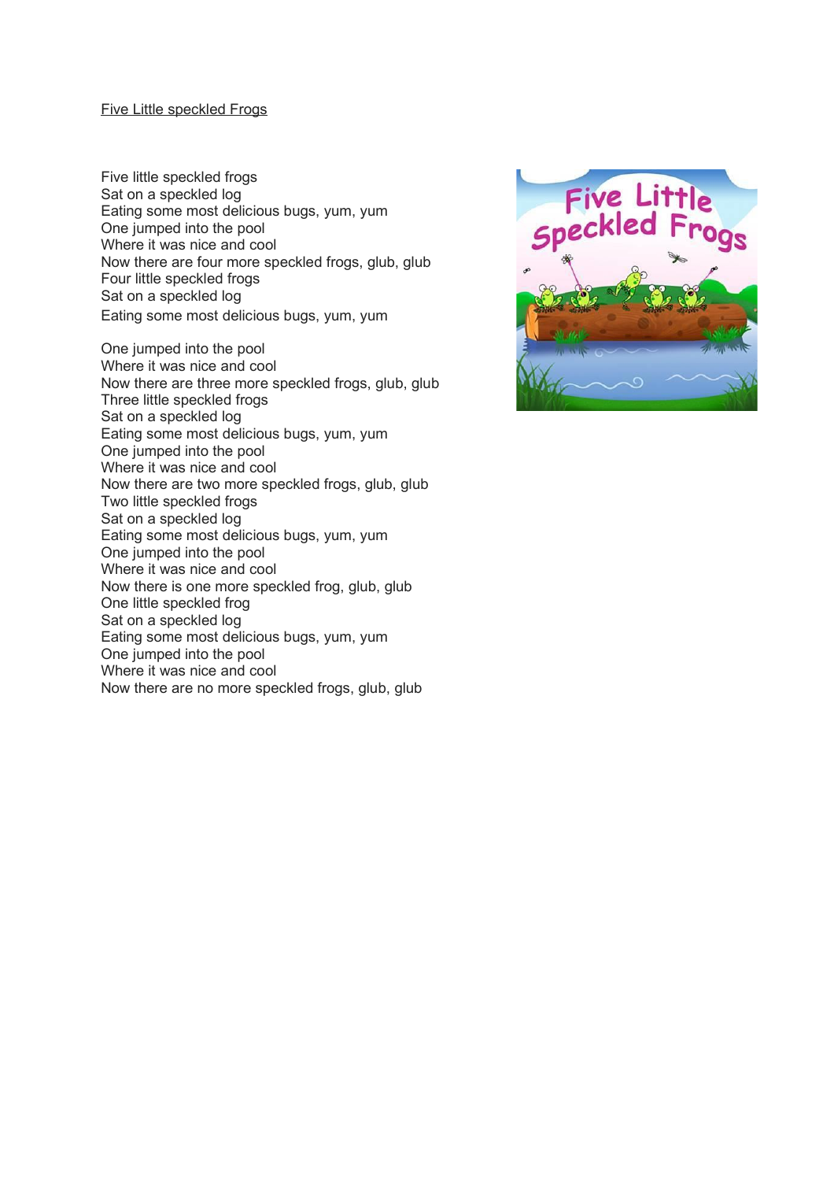Five Little speckled Frogs

Five little speckled frogs
Sat on a speckled log
Eating some most delicious bugs, yum, yum
One jumped into the pool
Where it was nice and cool
Now there are four more speckled frogs, glub, glub
Four little speckled frogs
Sat on a speckled log
Eating some most delicious bugs, yum, yum

One jumped into the pool
Where it was nice and cool
Now there are three more speckled frogs, glub, glub
Three little speckled frogs
Sat on a speckled log
Eating some most delicious bugs, yum, yum
One jumped into the pool
Where it was nice and cool
Now there are two more speckled frogs, glub, glub
Two little speckled frogs
Sat on a speckled log
Eating some most delicious bugs, yum, yum
One jumped into the pool
Where it was nice and cool
Now there is one more speckled frog, glub, glub
One little speckled frog
Sat on a speckled log
Eating some most delicious bugs, yum, yum
One jumped into the pool
Where it was nice and cool
Now there are no more speckled frogs, glub, glub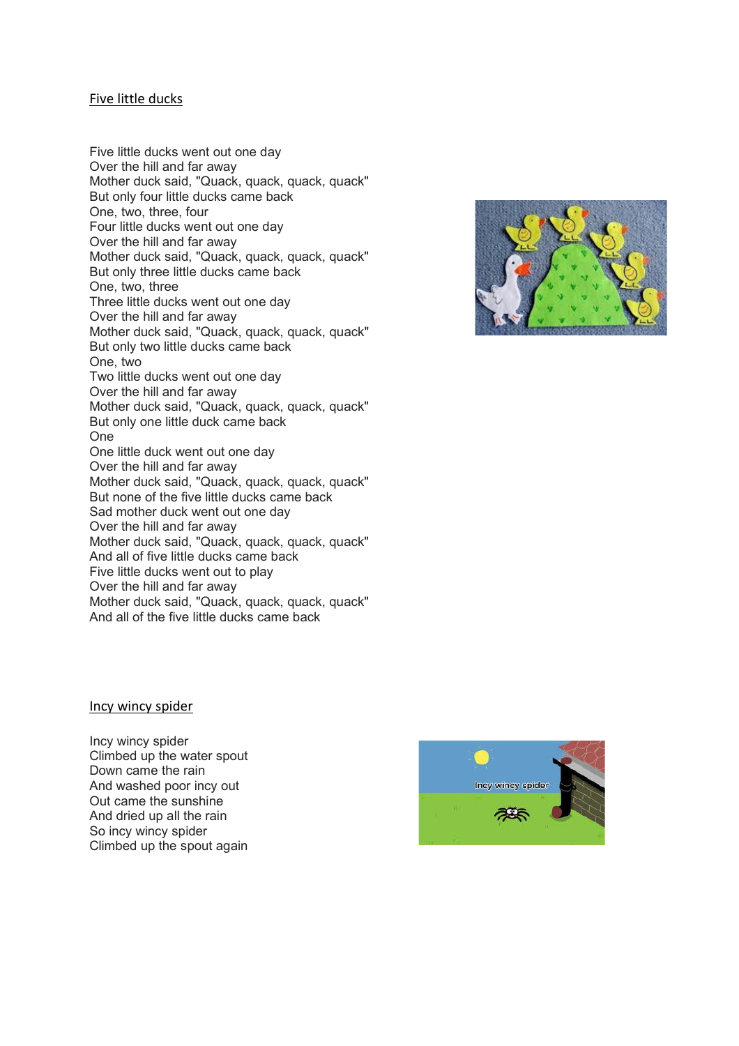## Five little ducks

Five little ducks went out one day
Over the hill and far away
Mother duck said, "Quack, quack, quack, quack"
But only four little ducks came back
One, two, three, four
Four little ducks went out one day
Over the hill and far away
Mother duck said, "Quack, quack, quack, quack"
But only three little ducks came back
One, two, three
Three little ducks went out one day
Over the hill and far away
Mother duck said, "Quack, quack, quack, quack"
But only two little ducks came back
One, two
Two little ducks went out one day
Over the hill and far away
Mother duck said, "Quack, quack, quack, quack"
But only one little duck came back
One
One little duck went out one day
Over the hill and far away
Mother duck said, "Quack, quack, quack, quack"
But none of the five little ducks came back
Sad mother duck went out one day
Over the hill and far away
Mother duck said, "Quack, quack, quack, quack"
And all of five little ducks came back
Five little ducks went out to play
Over the hill and far away
Mother duck said, "Quack, quack, quack, quack"
And all of the five little ducks came back

## Incy wincy spider

Incy wincy spider
Climbed up the water spout
Down came the rain
And washed poor incy out
Out came the sunshine
And dried up all the rain
So incy wincy spider
Climbed up the spout again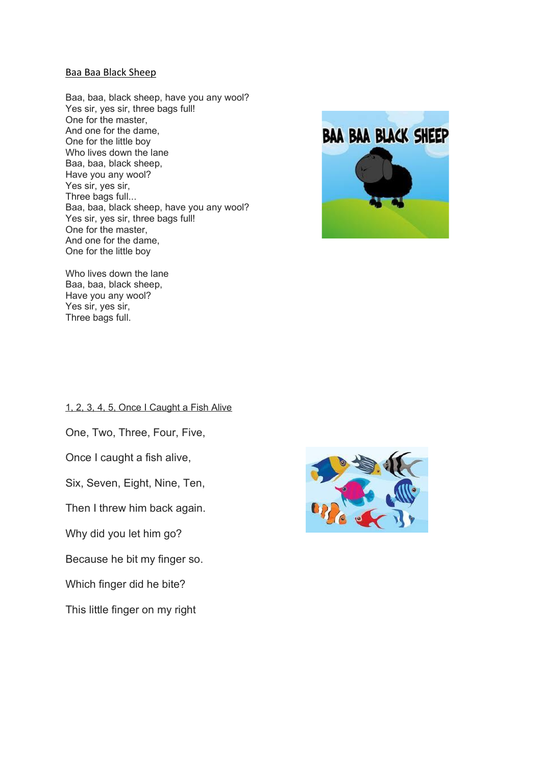## Baa Baa Black Sheep

Baa, baa, black sheep, have you any wool?
Yes sir, yes sir, three bags full!
One for the master,
And one for the dame,
One for the little boy
Who lives down the lane
Baa, baa, black sheep,
Have you any wool?
Yes sir, yes sir,
Three bags full...
Baa, baa, black sheep, have you any wool?
Yes sir, yes sir, three bags full!
One for the master,
And one for the dame,
One for the little boy

Who lives down the lane
Baa, baa, black sheep,
Have you any wool?
Yes sir, yes sir,
Three bags full.

## 1, 2, 3, 4, 5, Once I Caught a Fish Alive

One, Two, Three, Four, Five,

Once I caught a fish alive,

Six, Seven, Eight, Nine, Ten,

Then I threw him back again.

Why did you let him go?

Because he bit my finger so.

Which finger did he bite?

This little finger on my right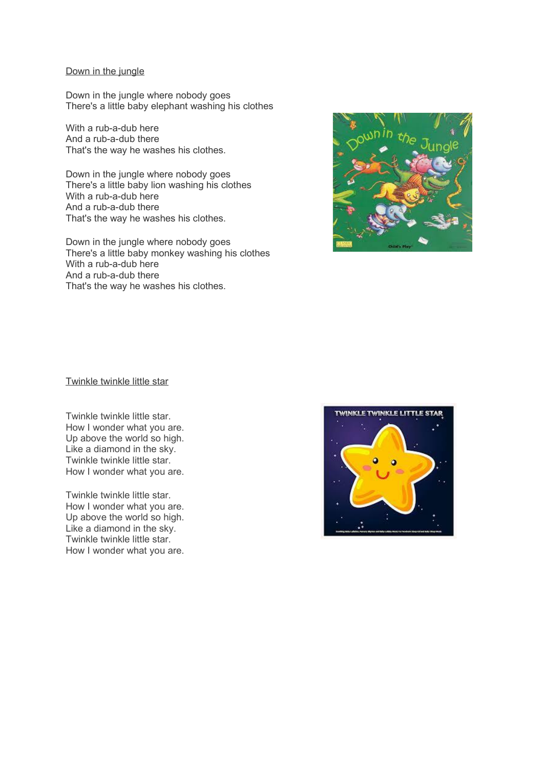Down in the jungle

Down in the jungle where nobody goes
There's a little baby elephant washing his clothes

With a rub-a-dub here
And a rub-a-dub there
That's the way he washes his clothes.

Down in the jungle where nobody goes
There's a little baby lion washing his clothes
With a rub-a-dub here
And a rub-a-dub there
That's the way he washes his clothes.

Down in the jungle where nobody goes
There's a little baby monkey washing his clothes
With a rub-a-dub here
And a rub-a-dub there
That's the way he washes his clothes.

Twinkle twinkle little star

Twinkle twinkle little star.
How I wonder what you are.
Up above the world so high.
Like a diamond in the sky.
Twinkle twinkle little star.
How I wonder what you are.

Twinkle twinkle little star.
How I wonder what you are.
Up above the world so high.
Like a diamond in the sky.
Twinkle twinkle little star.
How I wonder what you are.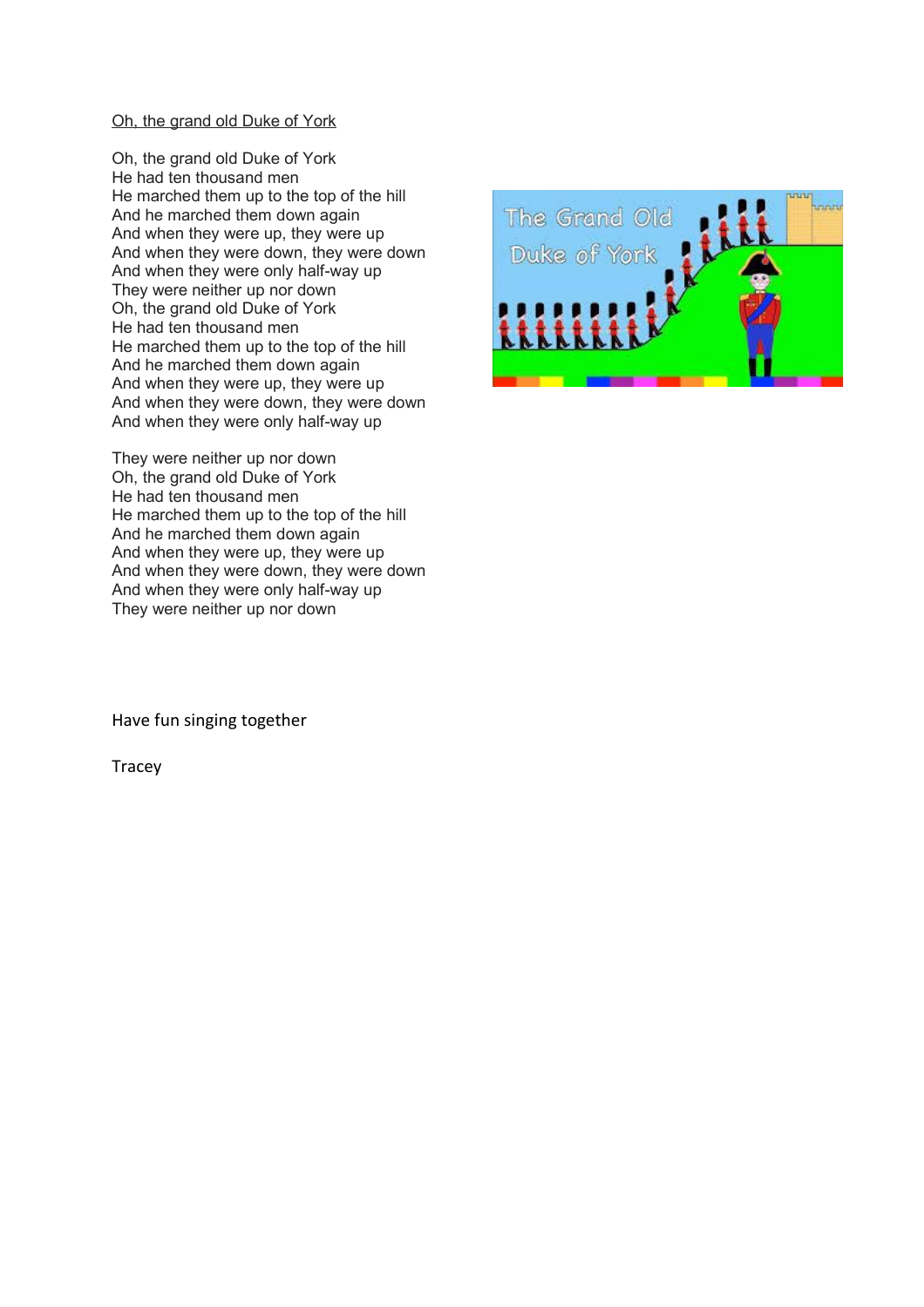<u>Oh, the grand old Duke of York</u>

Oh, the grand old Duke of York
He had ten thousand men
He marched them up to the top of the hill
And he marched them down again
And when they were up, they were up
And when they were down, they were down
And when they were only half-way up
They were neither up nor down
Oh, the grand old Duke of York
He had ten thousand men
He marched them up to the top of the hill
And he marched them down again
And when they were up, they were up
And when they were down, they were down
And when they were only half-way up

They were neither up nor down
Oh, the grand old Duke of York
He had ten thousand men
He marched them up to the top of the hill
And he marched them down again
And when they were up, they were up
And when they were down, they were down
And when they were only half-way up
They were neither up nor down

Have fun singing together

Tracey